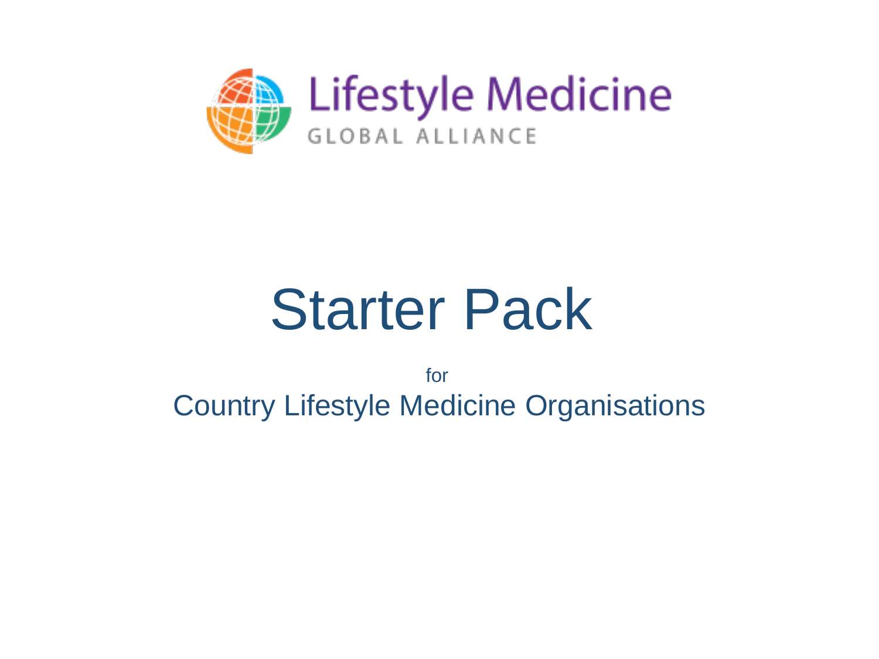Lifestyle Medicine
GLOBAL ALLIANCE

# Starter Pack

for

Country Lifestyle Medicine Organisations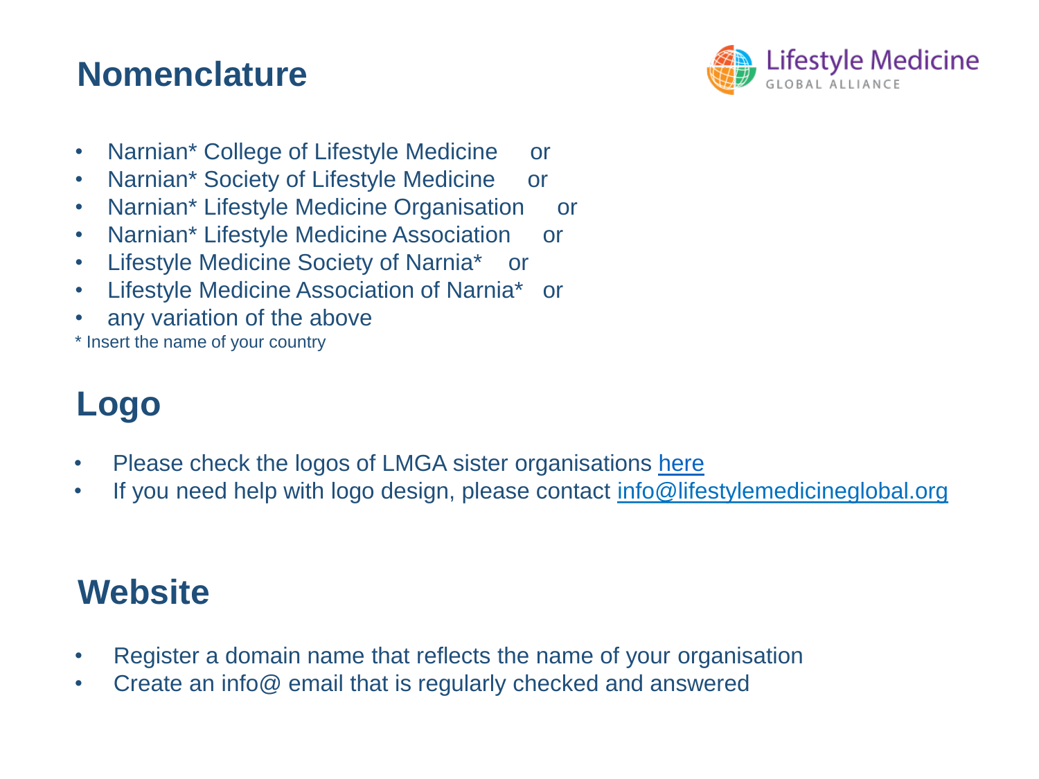## Nomenclature

- Narnian* College of Lifestyle Medicine or
- Narnian* Society of Lifestyle Medicine or
- Narnian* Lifestyle Medicine Organisation or
- Narnian* Lifestyle Medicine Association or
- Lifestyle Medicine Society of Narnia* or
- Lifestyle Medicine Association of Narnia* or
- any variation of the above

* Insert the name of your country

## Logo

- Please check the logos of LMGA sister organisations here
- If you need help with logo design, please contact info@lifestylemedicineglobal.org

## Website

- Register a domain name that reflects the name of your organisation
- Create an info@ email that is regularly checked and answered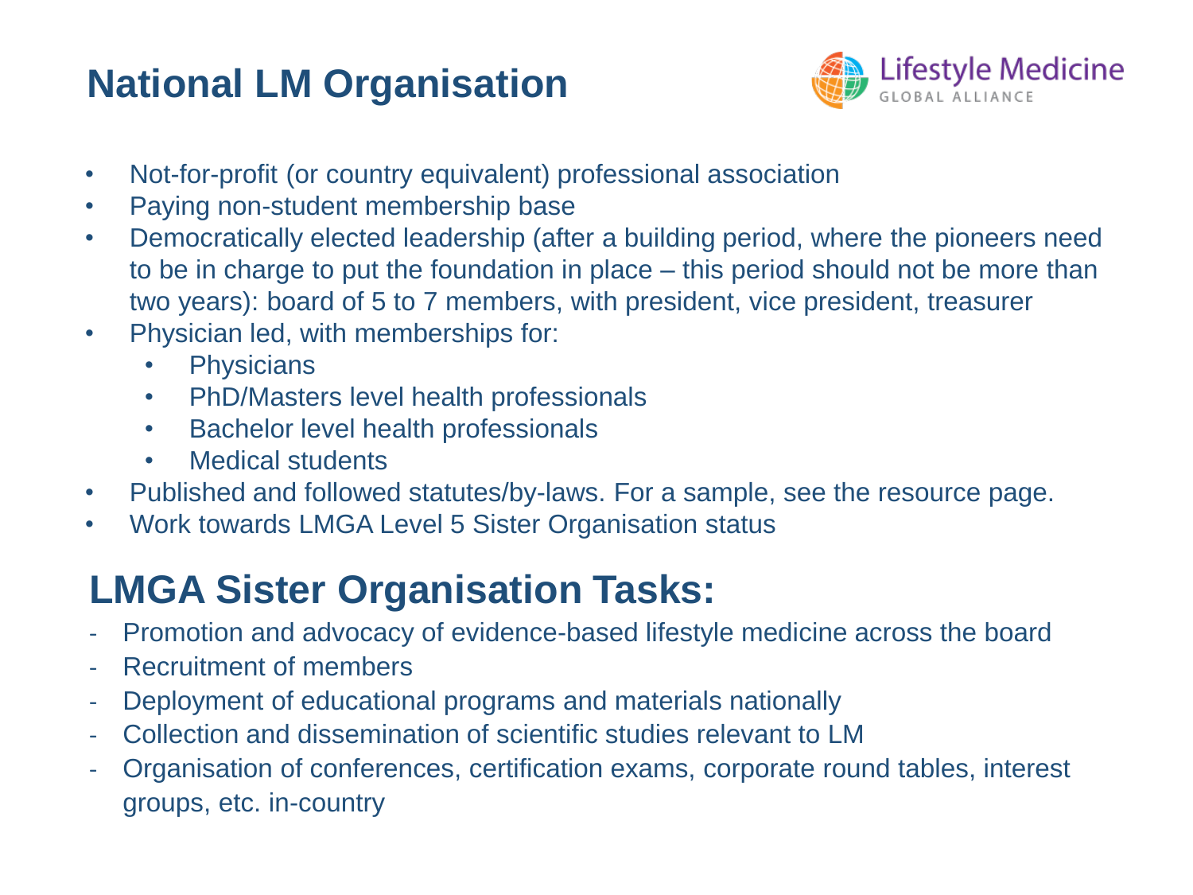# National LM Organisation

- Not-for-profit (or country equivalent) professional association
- Paying non-student membership base
- Democratically elected leadership (after a building period, where the pioneers need to be in charge to put the foundation in place – this period should not be more than two years): board of 5 to 7 members, with president, vice president, treasurer
- Physician led, with memberships for:
  - Physicians
  - PhD/Masters level health professionals
  - Bachelor level health professionals
  - Medical students
- Published and followed statutes/by-laws. For a sample, see the resource page.
- Work towards LMGA Level 5 Sister Organisation status

## LMGA Sister Organisation Tasks:

- Promotion and advocacy of evidence-based lifestyle medicine across the board
- Recruitment of members
- Deployment of educational programs and materials nationally
- Collection and dissemination of scientific studies relevant to LM
- Organisation of conferences, certification exams, corporate round tables, interest groups, etc. in-country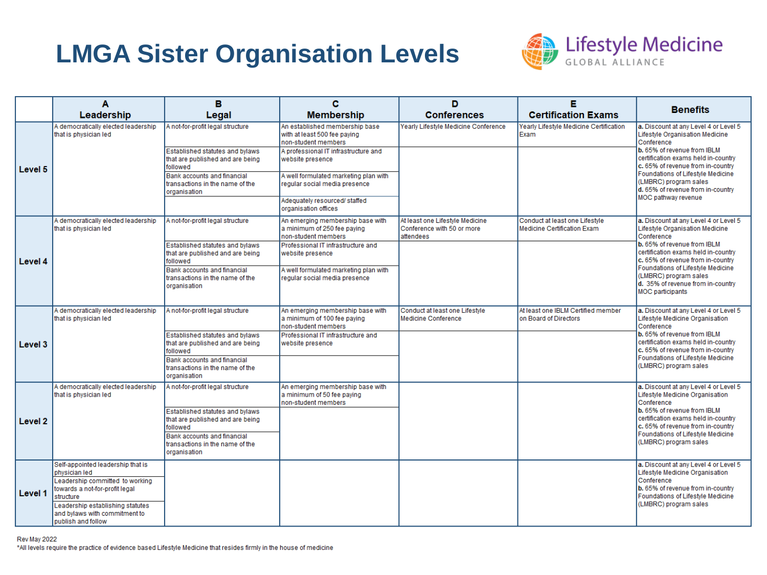# LMGA Sister Organisation Levels

Lifestyle Medicine GLOBAL ALLIANCE

| | A Leadership | B Legal | C Membership | D Conferences | E Certification Exams | Benefits |
|---|---|---|---|---|---|---|
| **Level 5** | A democratically elected leadership that is physician led | A not-for-profit legal structure<br>Established statutes and bylaws that are published and are being followed<br>Bank accounts and financial transactions in the name of the organisation | An established membership base with at least 500 fee paying non-student members<br>A professional IT infrastructure and website presence<br>A well formulated marketing plan with regular social media presence<br>Adequately resourced/ staffed organisation offices | Yearly Lifestyle Medicine Conference | Yearly Lifestyle Medicine Certification Exam | **a.** Discount at any Level 4 or Level 5 Lifestyle Organisation Medicine Conference<br>**b.** 65% of revenue from IBLM certification exams held in-country<br>**c.** 65% of revenue from in-country Foundations of Lifestyle Medicine (LMBRC) program sales<br>**d.** 65% of revenue from in-country MOC pathway revenue |
| **Level 4** | A democratically elected leadership that is physician led | A not-for-profit legal structure<br>Established statutes and bylaws that are published and are being followed<br>Bank accounts and financial transactions in the name of the organisation | An emerging membership base with a minimum of 250 fee paying non-student members<br>Professional IT infrastructure and website presence<br>A well formulated marketing plan with regular social media presence | At least one Lifestyle Medicine Conference with 50 or more attendees | Conduct at least one Lifestyle Medicine Certification Exam | **a.** Discount at any Level 4 or Level 5 Lifestyle Organisation Medicine Conference<br>**b.** 65% of revenue from IBLM certification exams held in-country<br>**c.** 65% of revenue from in-country Foundations of Lifestyle Medicine (LMBRC) program sales<br>**d.** 35% of revenue from in-country MOC participants |
| **Level 3** | A democratically elected leadership that is physician led | A not-for-profit legal structure<br>Established statutes and bylaws that are published and are being followed<br>Bank accounts and financial transactions in the name of the organisation | An emerging membership base with a minimum of 100 fee paying non-student members<br>Professional IT infrastructure and website presence | Conduct at least one Lifestyle Medicine Conference | At least one IBLM Certified member on Board of Directors | **a.** Discount at any Level 4 or Level 5 Lifestyle Medicine Organisation Conference<br>**b.** 65% of revenue from IBLM certification exams held in-country<br>**c.** 65% of revenue from in-country Foundations of Lifestyle Medicine (LMBRC) program sales |
| **Level 2** | A democratically elected leadership that is physician led | A not-for-profit legal structure<br>Established statutes and bylaws that are published and are being followed<br>Bank accounts and financial transactions in the name of the organisation | An emerging membership base with a minimum of 50 fee paying non-student members | | | **a.** Discount at any Level 4 or Level 5 Lifestyle Medicine Organisation Conference<br>**b.** 65% of revenue from IBLM certification exams held in-country<br>**c.** 65% of revenue from in-country Foundations of Lifestyle Medicine (LMBRC) program sales |
| **Level 1** | Self-appointed leadership that is physician led<br>Leadership committed to working towards a not-for-profit legal structure<br>Leadership establishing statutes and bylaws with commitment to publish and follow | | | | | **a.** Discount at any Level 4 or Level 5 Lifestyle Medicine Organisation Conference<br>**b.** 65% of revenue from in-country Foundations of Lifestyle Medicine (LMBRC) program sales |

Rev May 2022

*All levels require the practice of evidence based Lifestyle Medicine that resides firmly in the house of medicine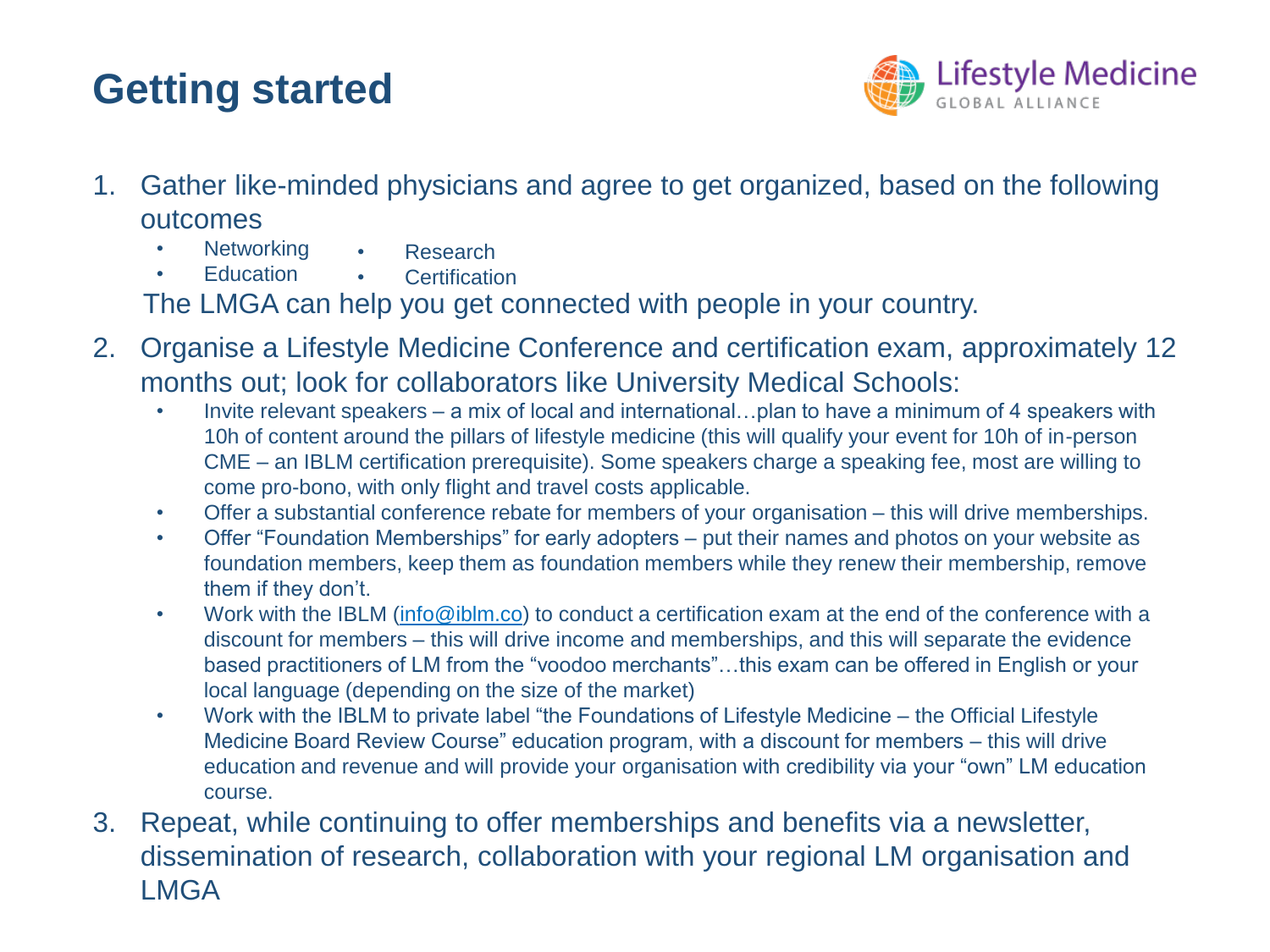# Getting started

Lifestyle Medicine GLOBAL ALLIANCE

1. Gather like-minded physicians and agree to get organized, based on the following outcomes
   - Networking
   - Education
   - Research
   - Certification

   The LMGA can help you get connected with people in your country.

2. Organise a Lifestyle Medicine Conference and certification exam, approximately 12 months out; look for collaborators like University Medical Schools:
   - Invite relevant speakers – a mix of local and international…plan to have a minimum of 4 speakers with 10h of content around the pillars of lifestyle medicine (this will qualify your event for 10h of in-person CME – an IBLM certification prerequisite). Some speakers charge a speaking fee, most are willing to come pro-bono, with only flight and travel costs applicable.
   - Offer a substantial conference rebate for members of your organisation – this will drive memberships.
   - Offer "Foundation Memberships" for early adopters – put their names and photos on your website as foundation members, keep them as foundation members while they renew their membership, remove them if they don't.
   - Work with the IBLM (info@iblm.co) to conduct a certification exam at the end of the conference with a discount for members – this will drive income and memberships, and this will separate the evidence based practitioners of LM from the "voodoo merchants"…this exam can be offered in English or your local language (depending on the size of the market)
   - Work with the IBLM to private label "the Foundations of Lifestyle Medicine – the Official Lifestyle Medicine Board Review Course" education program, with a discount for members – this will drive education and revenue and will provide your organisation with credibility via your "own" LM education course.

3. Repeat, while continuing to offer memberships and benefits via a newsletter, dissemination of research, collaboration with your regional LM organisation and LMGA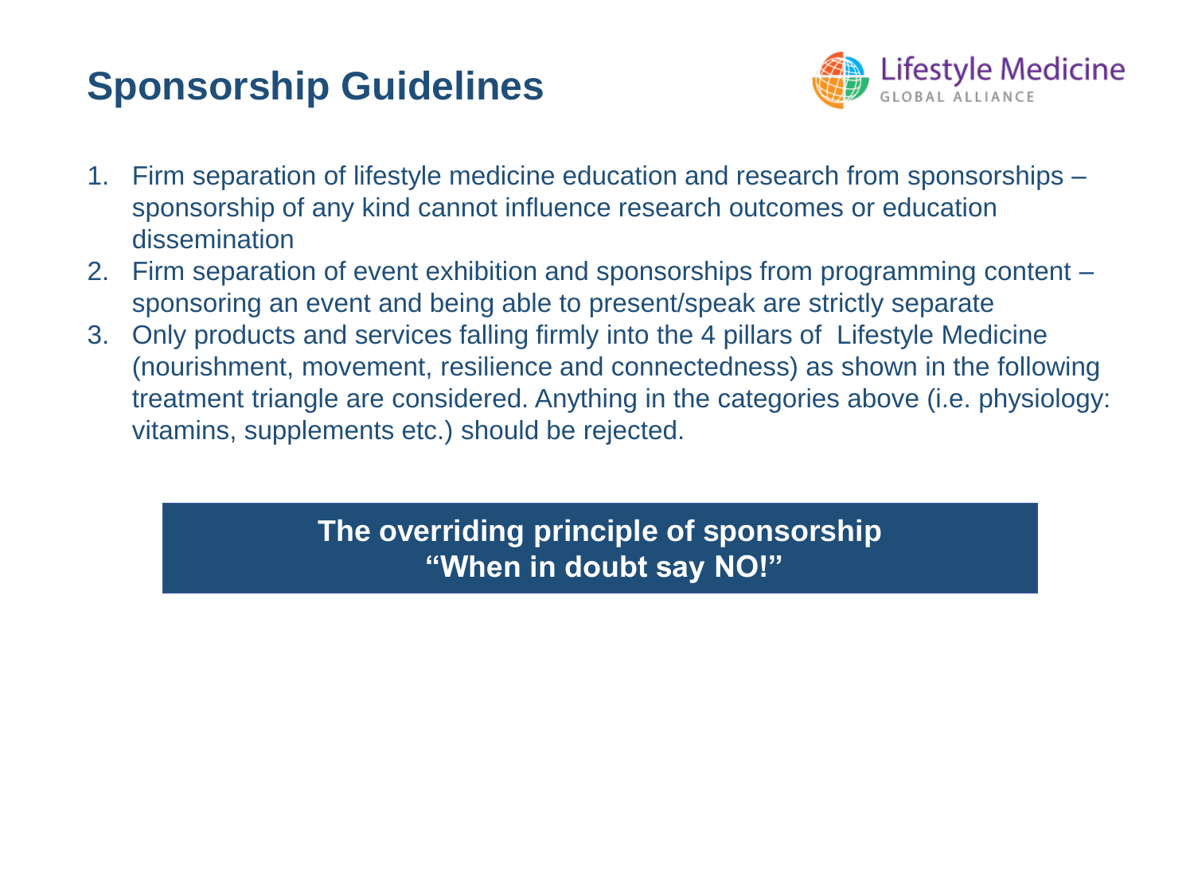# Sponsorship Guidelines

Lifestyle Medicine GLOBAL ALLIANCE

1. Firm separation of lifestyle medicine education and research from sponsorships – sponsorship of any kind cannot influence research outcomes or education dissemination
2. Firm separation of event exhibition and sponsorships from programming content – sponsoring an event and being able to present/speak are strictly separate
3. Only products and services falling firmly into the 4 pillars of Lifestyle Medicine (nourishment, movement, resilience and connectedness) as shown in the following treatment triangle are considered. Anything in the categories above (i.e. physiology: vitamins, supplements etc.) should be rejected.

**The overriding principle of sponsorship**
**"When in doubt say NO!"**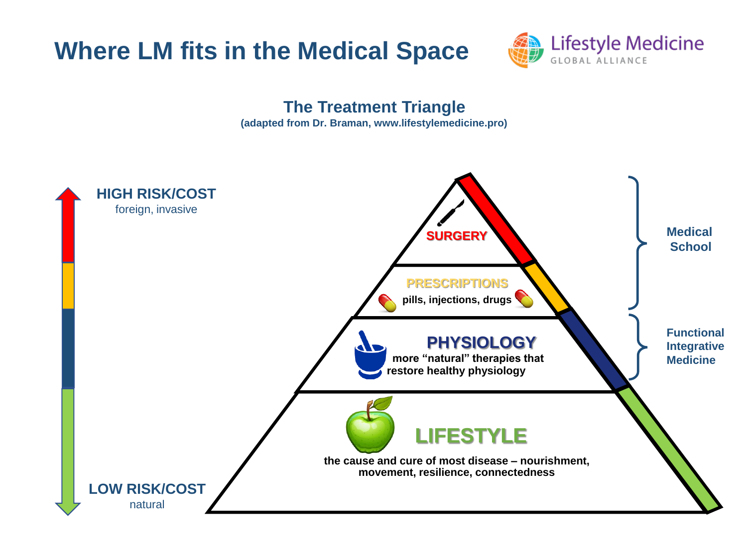# Where LM fits in the Medical Space

Lifestyle Medicine GLOBAL ALLIANCE

## The Treatment Triangle

**(adapted from Dr. Braman, www.lifestylemedicine.pro)**

**HIGH RISK/COST**
foreign, invasive

**LOW RISK/COST**
natural

**SURGERY**

**PRESCRIPTIONS**
**pills, injections, drugs**

**PHYSIOLOGY**
**more "natural" therapies that restore healthy physiology**

**LIFESTYLE**
**the cause and cure of most disease – nourishment, movement, resilience, connectedness**

**Medical School**

**Functional Integrative Medicine**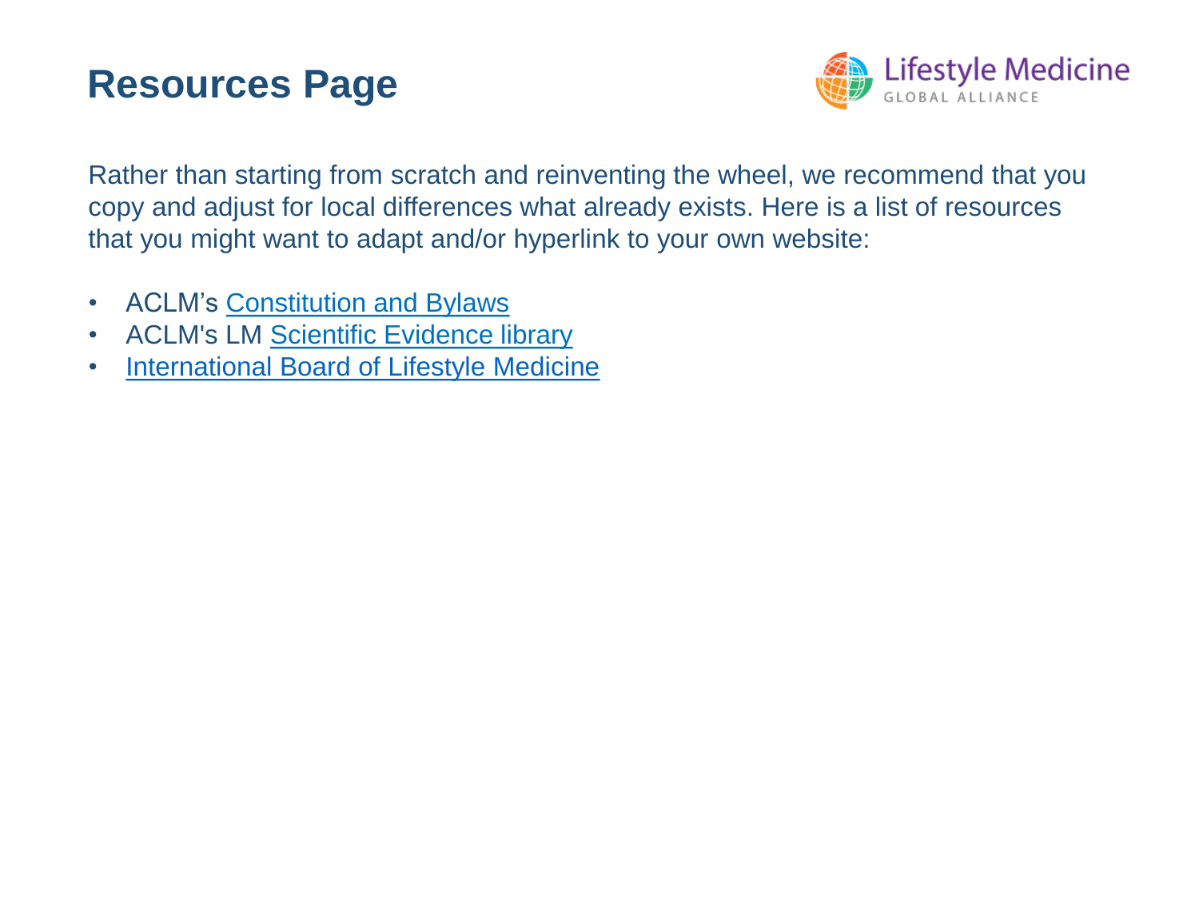# Resources Page

Lifestyle Medicine GLOBAL ALLIANCE

Rather than starting from scratch and reinventing the wheel, we recommend that you copy and adjust for local differences what already exists. Here is a list of resources that you might want to adapt and/or hyperlink to your own website:

- ACLM's Constitution and Bylaws
- ACLM's LM Scientific Evidence library
- International Board of Lifestyle Medicine